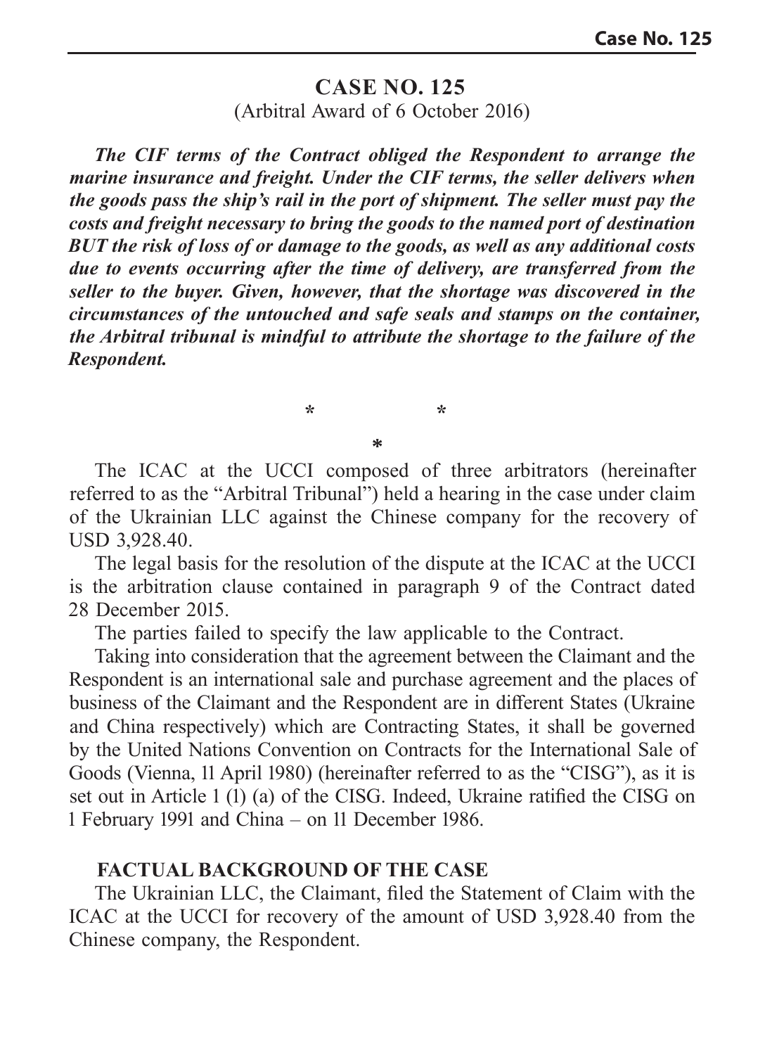# CASE NO. 125

(Arbitral Award of 6 October 2016)

***The CIF terms of the Contract obliged the Respondent to arrange the marine insurance and freight. Under the CIF terms, the seller delivers when the goods pass the ship's rail in the port of shipment. The seller must pay the costs and freight necessary to bring the goods to the named port of destination BUT the risk of loss of or damage to the goods, as well as any additional costs due to events occurring after the time of delivery, are transferred from the seller to the buyer. Given, however, that the shortage was discovered in the circumstances of the untouched and safe seals and stamps on the container, the Arbitral tribunal is mindful to attribute the shortage to the failure of the Respondent.***

\* \*

\*

The ICAC at the UCCI composed of three arbitrators (hereinafter referred to as the "Arbitral Tribunal") held a hearing in the case under claim of the Ukrainian LLC against the Chinese company for the recovery of USD 3,928.40.

The legal basis for the resolution of the dispute at the ICAC at the UCCI is the arbitration clause contained in paragraph 9 of the Contract dated 28 December 2015.

The parties failed to specify the law applicable to the Contract.

Taking into consideration that the agreement between the Claimant and the Respondent is an international sale and purchase agreement and the places of business of the Claimant and the Respondent are in different States (Ukraine and China respectively) which are Contracting States, it shall be governed by the United Nations Convention on Contracts for the International Sale of Goods (Vienna, 11 April 1980) (hereinafter referred to as the "CISG"), as it is set out in Article 1 (1) (a) of the CISG. Indeed, Ukraine ratified the CISG on 1 February 1991 and China – on 11 December 1986.

## FACTUAL BACKGROUND OF THE CASE

The Ukrainian LLC, the Claimant, filed the Statement of Claim with the ICAC at the UCCI for recovery of the amount of USD 3,928.40 from the Chinese company, the Respondent.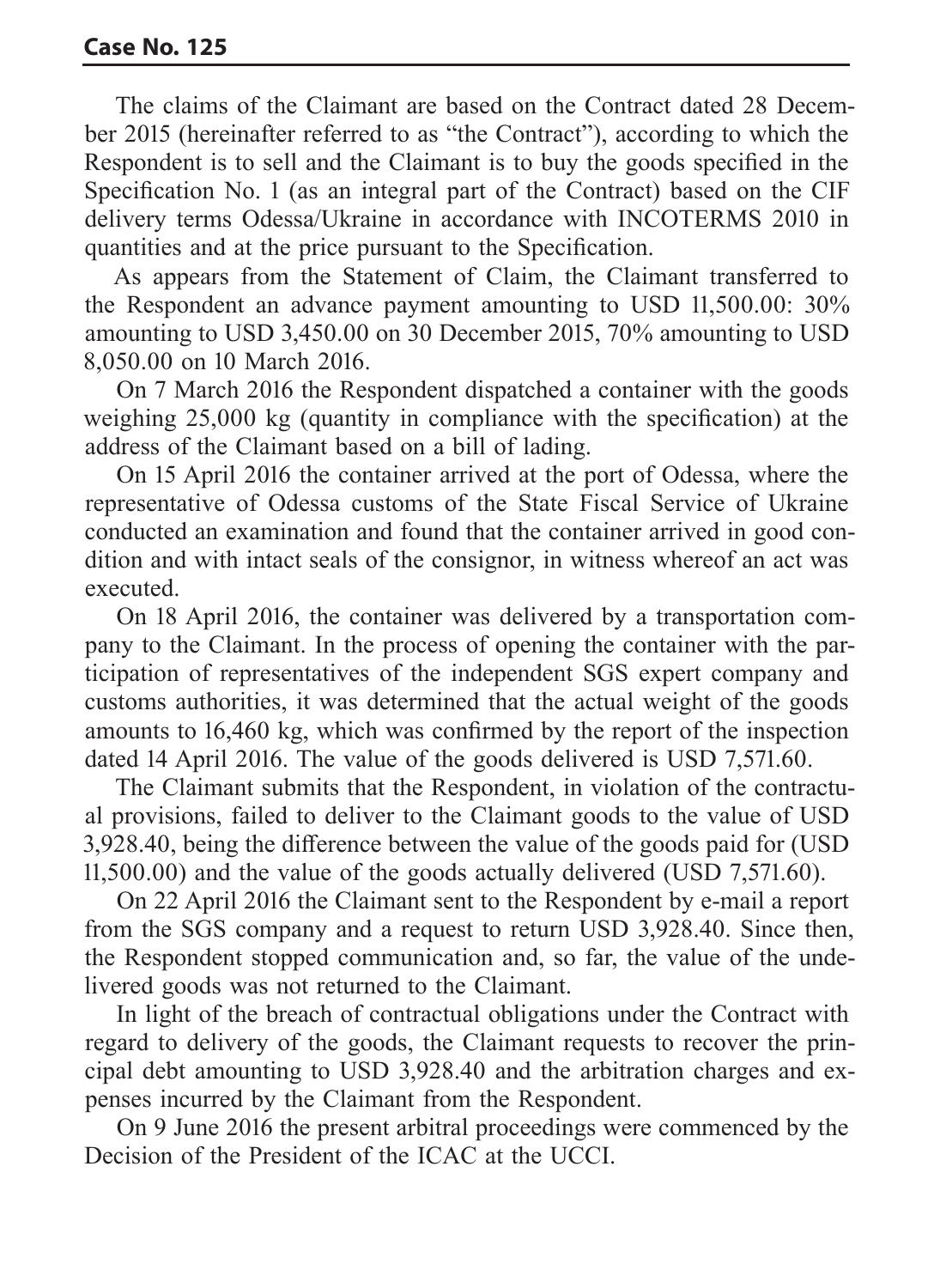The claims of the Claimant are based on the Contract dated 28 December 2015 (hereinafter referred to as "the Contract"), according to which the Respondent is to sell and the Claimant is to buy the goods specified in the Specification No. 1 (as an integral part of the Contract) based on the CIF delivery terms Odessa/Ukraine in accordance with INCOTERMS 2010 in quantities and at the price pursuant to the Specification.

As appears from the Statement of Claim, the Claimant transferred to the Respondent an advance payment amounting to USD 11,500.00: 30% amounting to USD 3,450.00 on 30 December 2015, 70% amounting to USD 8,050.00 on 10 March 2016.

On 7 March 2016 the Respondent dispatched a container with the goods weighing 25,000 kg (quantity in compliance with the specification) at the address of the Claimant based on a bill of lading.

On 15 April 2016 the container arrived at the port of Odessa, where the representative of Odessa customs of the State Fiscal Service of Ukraine conducted an examination and found that the container arrived in good condition and with intact seals of the consignor, in witness whereof an act was executed.

On 18 April 2016, the container was delivered by a transportation company to the Claimant. In the process of opening the container with the participation of representatives of the independent SGS expert company and customs authorities, it was determined that the actual weight of the goods amounts to 16,460 kg, which was confirmed by the report of the inspection dated 14 April 2016. The value of the goods delivered is USD 7,571.60.

The Claimant submits that the Respondent, in violation of the contractual provisions, failed to deliver to the Claimant goods to the value of USD 3,928.40, being the difference between the value of the goods paid for (USD 11,500.00) and the value of the goods actually delivered (USD 7,571.60).

On 22 April 2016 the Claimant sent to the Respondent by e-mail a report from the SGS company and a request to return USD 3,928.40. Since then, the Respondent stopped communication and, so far, the value of the undelivered goods was not returned to the Claimant.

In light of the breach of contractual obligations under the Contract with regard to delivery of the goods, the Claimant requests to recover the principal debt amounting to USD 3,928.40 and the arbitration charges and expenses incurred by the Claimant from the Respondent.

On 9 June 2016 the present arbitral proceedings were commenced by the Decision of the President of the ICAC at the UCCI.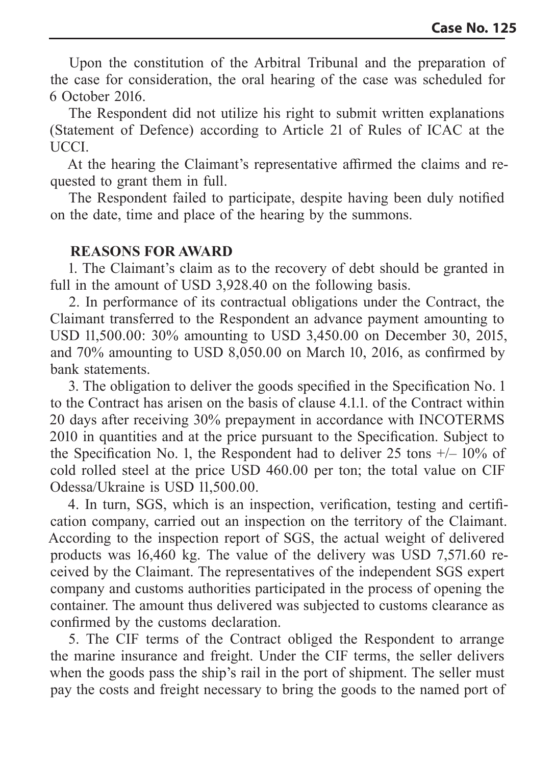Upon the constitution of the Arbitral Tribunal and the preparation of the case for consideration, the oral hearing of the case was scheduled for 6 October 2016.

The Respondent did not utilize his right to submit written explanations (Statement of Defence) according to Article 21 of Rules of ICAC at the UCCI.

At the hearing the Claimant's representative affirmed the claims and requested to grant them in full.

The Respondent failed to participate, despite having been duly notified on the date, time and place of the hearing by the summons.

## REASONS FOR AWARD

1. The Claimant's claim as to the recovery of debt should be granted in full in the amount of USD 3,928.40 on the following basis.

2. In performance of its contractual obligations under the Contract, the Claimant transferred to the Respondent an advance payment amounting to USD 11,500.00: 30% amounting to USD 3,450.00 on December 30, 2015, and 70% amounting to USD 8,050.00 on March 10, 2016, as confirmed by bank statements.

3. The obligation to deliver the goods specified in the Specification No. 1 to the Contract has arisen on the basis of clause 4.1.1. of the Contract within 20 days after receiving 30% prepayment in accordance with INCOTERMS 2010 in quantities and at the price pursuant to the Specification. Subject to the Specification No. 1, the Respondent had to deliver 25 tons +/– 10% of cold rolled steel at the price USD 460.00 per ton; the total value on CIF Odessa/Ukraine is USD 11,500.00.

4. In turn, SGS, which is an inspection, verification, testing and certification company, carried out an inspection on the territory of the Claimant. According to the inspection report of SGS, the actual weight of delivered products was 16,460 kg. The value of the delivery was USD 7,571.60 received by the Claimant. The representatives of the independent SGS expert company and customs authorities participated in the process of opening the container. The amount thus delivered was subjected to customs clearance as confirmed by the customs declaration.

5. The CIF terms of the Contract obliged the Respondent to arrange the marine insurance and freight. Under the CIF terms, the seller delivers when the goods pass the ship's rail in the port of shipment. The seller must pay the costs and freight necessary to bring the goods to the named port of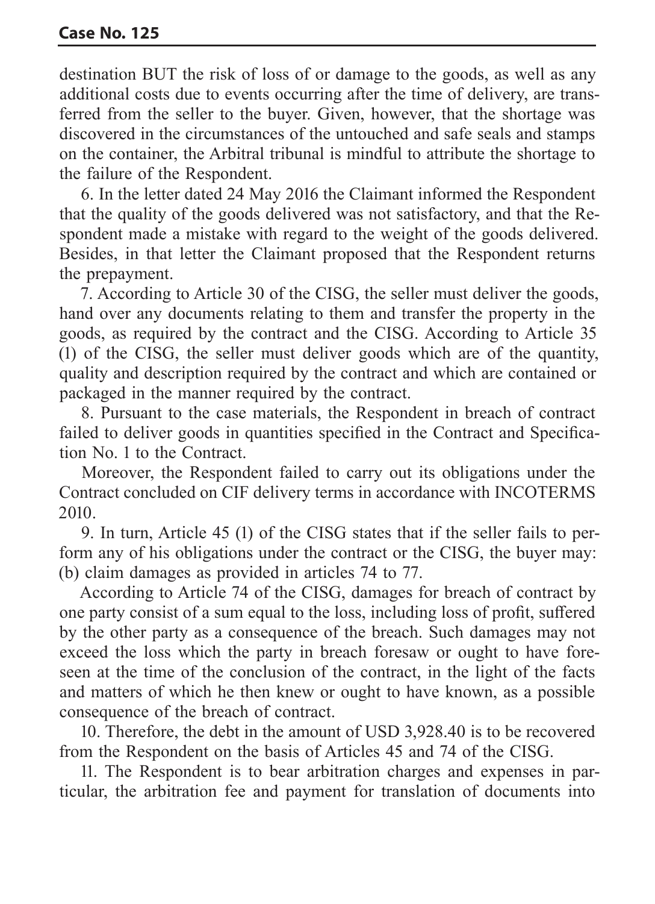destination BUT the risk of loss of or damage to the goods, as well as any additional costs due to events occurring after the time of delivery, are transferred from the seller to the buyer. Given, however, that the shortage was discovered in the circumstances of the untouched and safe seals and stamps on the container, the Arbitral tribunal is mindful to attribute the shortage to the failure of the Respondent.

6. In the letter dated 24 May 2016 the Claimant informed the Respondent that the quality of the goods delivered was not satisfactory, and that the Respondent made a mistake with regard to the weight of the goods delivered. Besides, in that letter the Claimant proposed that the Respondent returns the prepayment.

7. According to Article 30 of the CISG, the seller must deliver the goods, hand over any documents relating to them and transfer the property in the goods, as required by the contract and the CISG. According to Article 35 (1) of the CISG, the seller must deliver goods which are of the quantity, quality and description required by the contract and which are contained or packaged in the manner required by the contract.

8. Pursuant to the case materials, the Respondent in breach of contract failed to deliver goods in quantities specified in the Contract and Specification No. 1 to the Contract.

Moreover, the Respondent failed to carry out its obligations under the Contract concluded on CIF delivery terms in accordance with INCOTERMS 2010.

9. In turn, Article 45 (1) of the CISG states that if the seller fails to perform any of his obligations under the contract or the CISG, the buyer may: (b) claim damages as provided in articles 74 to 77.

According to Article 74 of the CISG, damages for breach of contract by one party consist of a sum equal to the loss, including loss of profit, suffered by the other party as a consequence of the breach. Such damages may not exceed the loss which the party in breach foresaw or ought to have foreseen at the time of the conclusion of the contract, in the light of the facts and matters of which he then knew or ought to have known, as a possible consequence of the breach of contract.

10. Therefore, the debt in the amount of USD 3,928.40 is to be recovered from the Respondent on the basis of Articles 45 and 74 of the CISG.

11. The Respondent is to bear arbitration charges and expenses in particular, the arbitration fee and payment for translation of documents into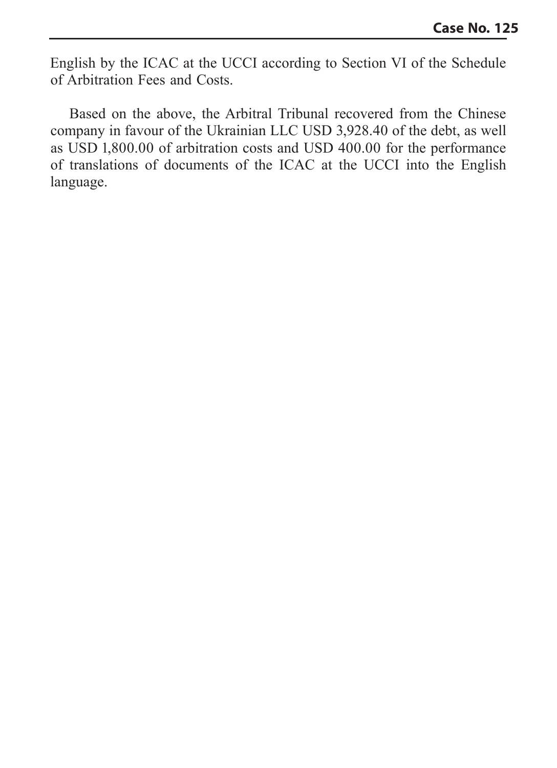English by the ICAC at the UCCI according to Section VI of the Schedule of Arbitration Fees and Costs.

Based on the above, the Arbitral Tribunal recovered from the Chinese company in favour of the Ukrainian LLC USD 3,928.40 of the debt, as well as USD 1,800.00 of arbitration costs and USD 400.00 for the performance of translations of documents of the ICAC at the UCCI into the English language.